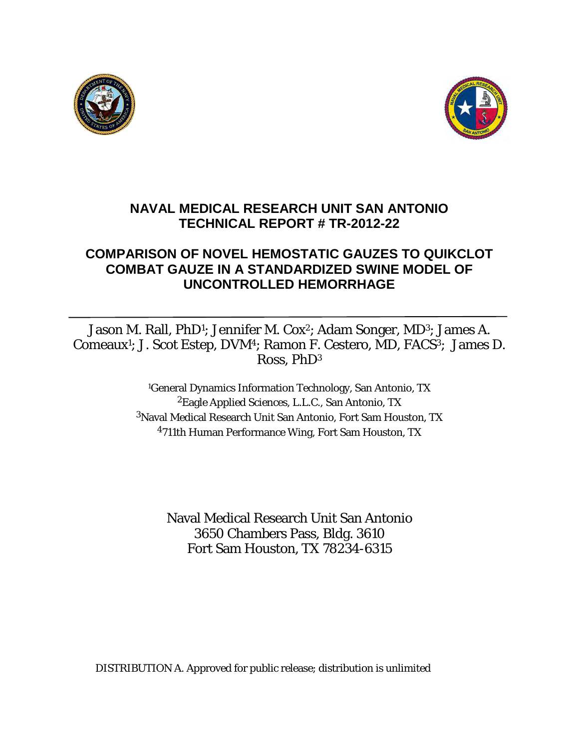# NAVAL MEDICAL RESEARCH UNIT SAN ANTONIO
# TECHNICAL REPORT # TR-2012-22

## COMPARISON OF NOVEL HEMOSTATIC GAUZES TO QUIKCLOT COMBAT GAUZE IN A STANDARDIZED SWINE MODEL OF UNCONTROLLED HEMORRHAGE

---

Jason M. Rall, PhD[1]; Jennifer M. Cox[2]; Adam Songer, MD[3]; James A. Comeaux[1]; J. Scot Estep, DVM[4]; Ramon F. Cestero, MD, FACS[3]; James D. Ross, PhD[3]

[1]General Dynamics Information Technology, San Antonio, TX
[2]Eagle Applied Sciences, L.L.C., San Antonio, TX
[3]Naval Medical Research Unit San Antonio, Fort Sam Houston, TX
[4]711th Human Performance Wing, Fort Sam Houston, TX

Naval Medical Research Unit San Antonio
3650 Chambers Pass, Bldg. 3610
Fort Sam Houston, TX 78234-6315

DISTRIBUTION A. Approved for public release; distribution is unlimited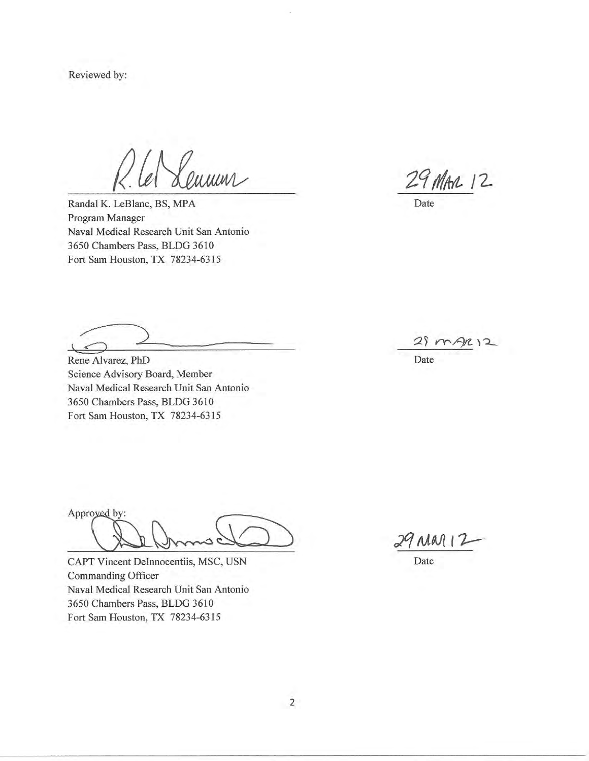Reviewed by:

Randal K. LeBlanc, BS, MPA
Program Manager
Naval Medical Research Unit San Antonio
3650 Chambers Pass, BLDG 3610
Fort Sam Houston, TX 78234-6315

29 MAR 12
Date

Rene Alvarez, PhD
Science Advisory Board, Member
Naval Medical Research Unit San Antonio
3650 Chambers Pass, BLDG 3610
Fort Sam Houston, TX 78234-6315

29 MAR 12
Date

Approved by:

CAPT Vincent DeInnocentiis, MSC, USN
Commanding Officer
Naval Medical Research Unit San Antonio
3650 Chambers Pass, BLDG 3610
Fort Sam Houston, TX 78234-6315

29 MAR 12
Date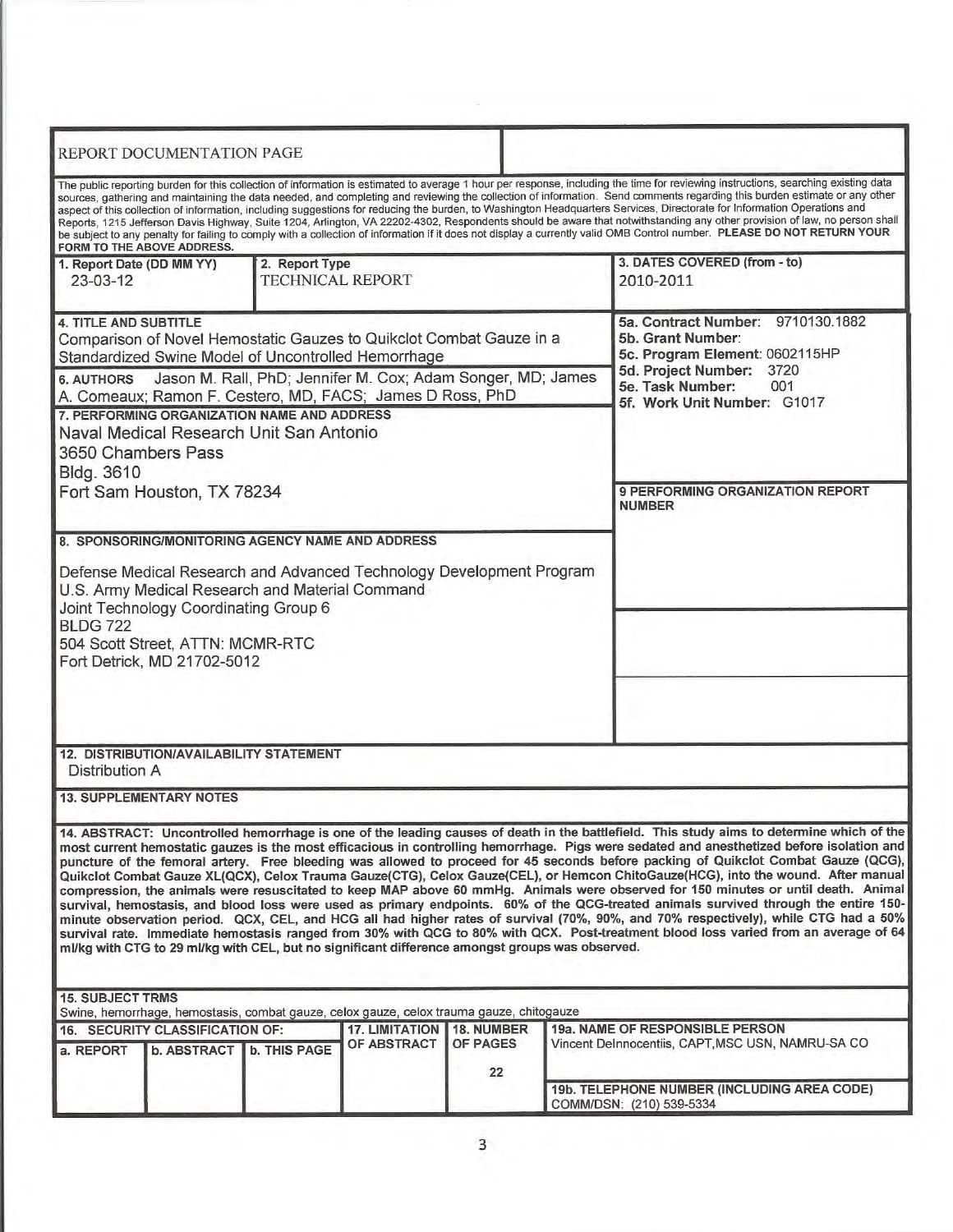# REPORT DOCUMENTATION PAGE

The public reporting burden for this collection of information is estimated to average 1 hour per response, including the time for reviewing instructions, searching existing data sources, gathering and maintaining the data needed, and completing and reviewing the collection of information. Send comments regarding this burden estimate or any other aspect of this collection of information, including suggestions for reducing the burden, to Washington Headquarters Services, Directorate for Information Operations and Reports, 1215 Jefferson Davis Highway, Suite 1204, Arlington, VA 22202-4302, Respondents should be aware that notwithstanding any other provision of law, no person shall be subject to any penalty for failing to comply with a collection of information if it does not display a currently valid OMB Control number. **PLEASE DO NOT RETURN YOUR FORM TO THE ABOVE ADDRESS.**

| **1. Report Date (DD MM YY)** | **2. Report Type** | **3. DATES COVERED (from - to)** |
|---|---|---|
| 23-03-12 | TECHNICAL REPORT | 2010-2011 |

**4. TITLE AND SUBTITLE**
Comparison of Novel Hemostatic Gauzes to Quikclot Combat Gauze in a Standardized Swine Model of Uncontrolled Hemorrhage

**5a. Contract Number:** 9710130.1882
**5b. Grant Number:**
**5c. Program Element:** 0602115HP
**5d. Project Number:** 3720
**5e. Task Number:** 001
**5f. Work Unit Number:** G1017

**6. AUTHORS** Jason M. Rall, PhD; Jennifer M. Cox; Adam Songer, MD; James A. Comeaux; Ramon F. Cestero, MD, FACS; James D Ross, PhD

**7. PERFORMING ORGANIZATION NAME AND ADDRESS**
Naval Medical Research Unit San Antonio
3650 Chambers Pass
Bldg. 3610
Fort Sam Houston, TX 78234

**9 PERFORMING ORGANIZATION REPORT NUMBER**

**8. SPONSORING/MONITORING AGENCY NAME AND ADDRESS**

Defense Medical Research and Advanced Technology Development Program
U.S. Army Medical Research and Material Command
Joint Technology Coordinating Group 6
BLDG 722
504 Scott Street, ATTN: MCMR-RTC
Fort Detrick, MD 21702-5012

**12. DISTRIBUTION/AVAILABILITY STATEMENT**
Distribution A

**13. SUPPLEMENTARY NOTES**

**14. ABSTRACT: Uncontrolled hemorrhage is one of the leading causes of death in the battlefield. This study aims to determine which of the most current hemostatic gauzes is the most efficacious in controlling hemorrhage. Pigs were sedated and anesthetized before isolation and puncture of the femoral artery. Free bleeding was allowed to proceed for 45 seconds before packing of Quikclot Combat Gauze (QCG), Quikclot Combat Gauze XL(QCX), Celox Trauma Gauze(CTG), Celox Gauze(CEL), or Hemcon ChitoGauze(HCG), into the wound. After manual compression, the animals were resuscitated to keep MAP above 60 mmHg. Animals were observed for 150 minutes or until death. Animal survival, hemostasis, and blood loss were used as primary endpoints. 60% of the QCG-treated animals survived through the entire 150-minute observation period. QCX, CEL, and HCG all had higher rates of survival (70%, 90%, and 70% respectively), while CTG had a 50% survival rate. Immediate hemostasis ranged from 30% with QCG to 80% with QCX. Post-treatment blood loss varied from an average of 64 ml/kg with CTG to 29 ml/kg with CEL, but no significant difference amongst groups was observed.**

**15. SUBJECT TRMS**
Swine, hemorrhage, hemostasis, combat gauze, celox gauze, celox trauma gauze, chitogauze

| **16. SECURITY CLASSIFICATION OF:** | | | **17. LIMITATION OF ABSTRACT** | **18. NUMBER OF PAGES** | **19a. NAME OF RESPONSIBLE PERSON** |
|---|---|---|---|---|---|
| **a. REPORT** | **b. ABSTRACT** | **b. THIS PAGE** | | | Vincent DeInnocentiis, CAPT,MSC USN, NAMRU-SA CO |
| | | | | 22 | **19b. TELEPHONE NUMBER (INCLUDING AREA CODE)** COMM/DSN: (210) 539-5334 |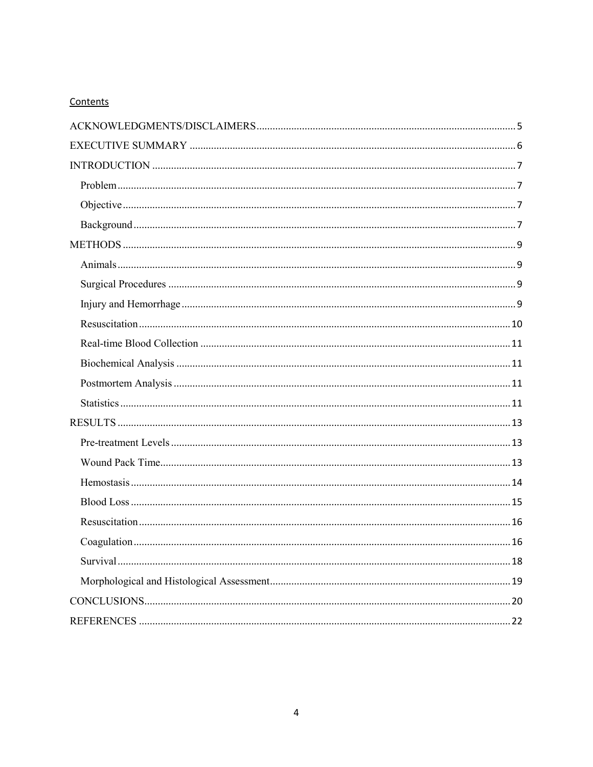Contents

ACKNOWLEDGMENTS/DISCLAIMERS ........................................ 5
EXECUTIVE SUMMARY ........................................ 6
INTRODUCTION ........................................ 7
- Problem ........................................ 7
- Objective ........................................ 7
- Background ........................................ 7

METHODS ........................................ 9
- Animals ........................................ 9
- Surgical Procedures ........................................ 9
- Injury and Hemorrhage ........................................ 9
- Resuscitation ........................................ 10
- Real-time Blood Collection ........................................ 11
- Biochemical Analysis ........................................ 11
- Postmortem Analysis ........................................ 11
- Statistics ........................................ 11

RESULTS ........................................ 13
- Pre-treatment Levels ........................................ 13
- Wound Pack Time ........................................ 13
- Hemostasis ........................................ 14
- Blood Loss ........................................ 15
- Resuscitation ........................................ 16
- Coagulation ........................................ 16
- Survival ........................................ 18
- Morphological and Histological Assessment ........................................ 19

CONCLUSIONS ........................................ 20
REFERENCES ........................................ 22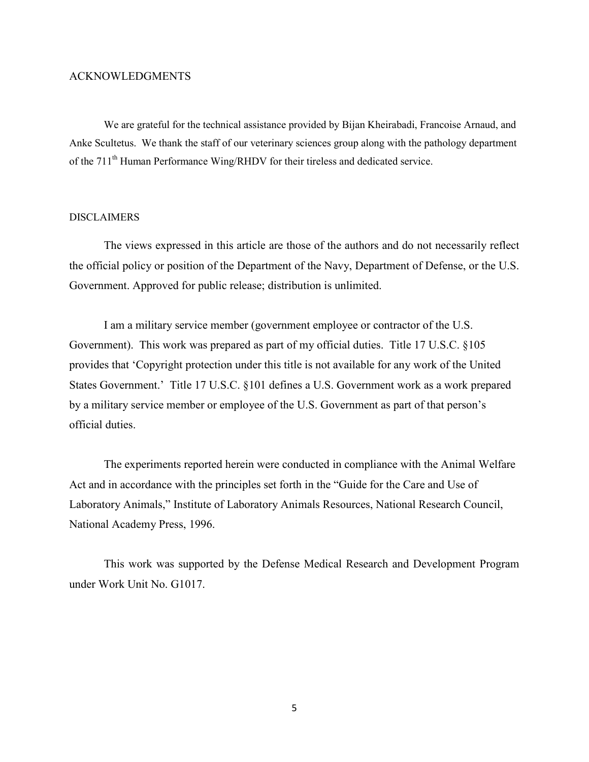## ACKNOWLEDGMENTS

We are grateful for the technical assistance provided by Bijan Kheirabadi, Francoise Arnaud, and Anke Scultetus. We thank the staff of our veterinary sciences group along with the pathology department of the 711th Human Performance Wing/RHDV for their tireless and dedicated service.

## DISCLAIMERS

The views expressed in this article are those of the authors and do not necessarily reflect the official policy or position of the Department of the Navy, Department of Defense, or the U.S. Government. Approved for public release; distribution is unlimited.

I am a military service member (government employee or contractor of the U.S. Government). This work was prepared as part of my official duties. Title 17 U.S.C. §105 provides that 'Copyright protection under this title is not available for any work of the United States Government.' Title 17 U.S.C. §101 defines a U.S. Government work as a work prepared by a military service member or employee of the U.S. Government as part of that person's official duties.

The experiments reported herein were conducted in compliance with the Animal Welfare Act and in accordance with the principles set forth in the "Guide for the Care and Use of Laboratory Animals," Institute of Laboratory Animals Resources, National Research Council, National Academy Press, 1996.

This work was supported by the Defense Medical Research and Development Program under Work Unit No. G1017.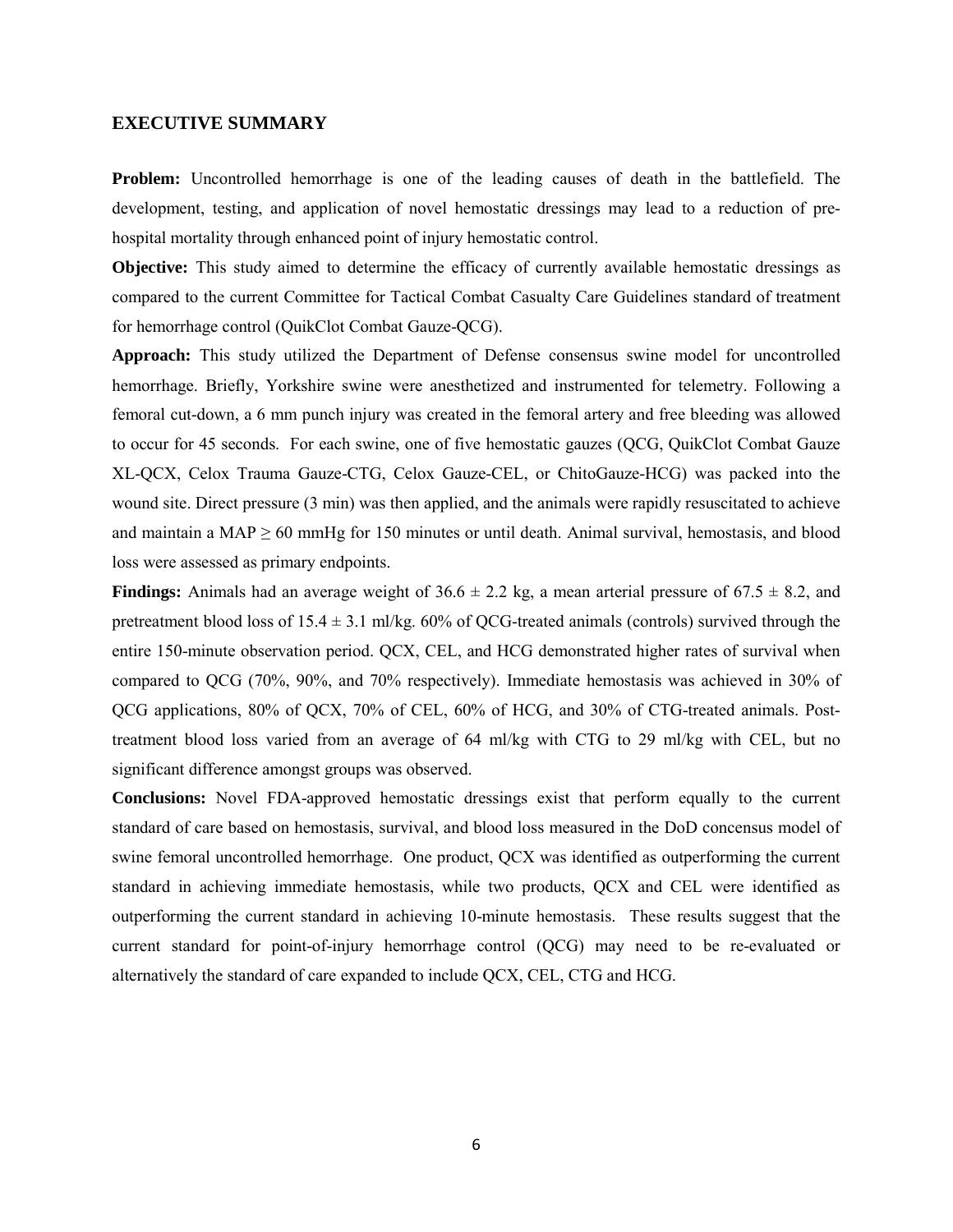## EXECUTIVE SUMMARY

**Problem:** Uncontrolled hemorrhage is one of the leading causes of death in the battlefield. The development, testing, and application of novel hemostatic dressings may lead to a reduction of pre-hospital mortality through enhanced point of injury hemostatic control.

**Objective:** This study aimed to determine the efficacy of currently available hemostatic dressings as compared to the current Committee for Tactical Combat Casualty Care Guidelines standard of treatment for hemorrhage control (QuikClot Combat Gauze-QCG).

**Approach:** This study utilized the Department of Defense consensus swine model for uncontrolled hemorrhage. Briefly, Yorkshire swine were anesthetized and instrumented for telemetry. Following a femoral cut-down, a 6 mm punch injury was created in the femoral artery and free bleeding was allowed to occur for 45 seconds. For each swine, one of five hemostatic gauzes (QCG, QuikClot Combat Gauze XL-QCX, Celox Trauma Gauze-CTG, Celox Gauze-CEL, or ChitoGauze-HCG) was packed into the wound site. Direct pressure (3 min) was then applied, and the animals were rapidly resuscitated to achieve and maintain a MAP $\geq$ 60 mmHg for 150 minutes or until death. Animal survival, hemostasis, and blood loss were assessed as primary endpoints.

**Findings:** Animals had an average weight of $36.6 \pm 2.2$ kg, a mean arterial pressure of $67.5 \pm 8.2$, and pretreatment blood loss of $15.4 \pm 3.1$ ml/kg. 60% of QCG-treated animals (controls) survived through the entire 150-minute observation period. QCX, CEL, and HCG demonstrated higher rates of survival when compared to QCG (70%, 90%, and 70% respectively). Immediate hemostasis was achieved in 30% of QCG applications, 80% of QCX, 70% of CEL, 60% of HCG, and 30% of CTG-treated animals. Post-treatment blood loss varied from an average of 64 ml/kg with CTG to 29 ml/kg with CEL, but no significant difference amongst groups was observed.

**Conclusions:** Novel FDA-approved hemostatic dressings exist that perform equally to the current standard of care based on hemostasis, survival, and blood loss measured in the DoD concensus model of swine femoral uncontrolled hemorrhage. One product, QCX was identified as outperforming the current standard in achieving immediate hemostasis, while two products, QCX and CEL were identified as outperforming the current standard in achieving 10-minute hemostasis. These results suggest that the current standard for point-of-injury hemorrhage control (QCG) may need to be re-evaluated or alternatively the standard of care expanded to include QCX, CEL, CTG and HCG.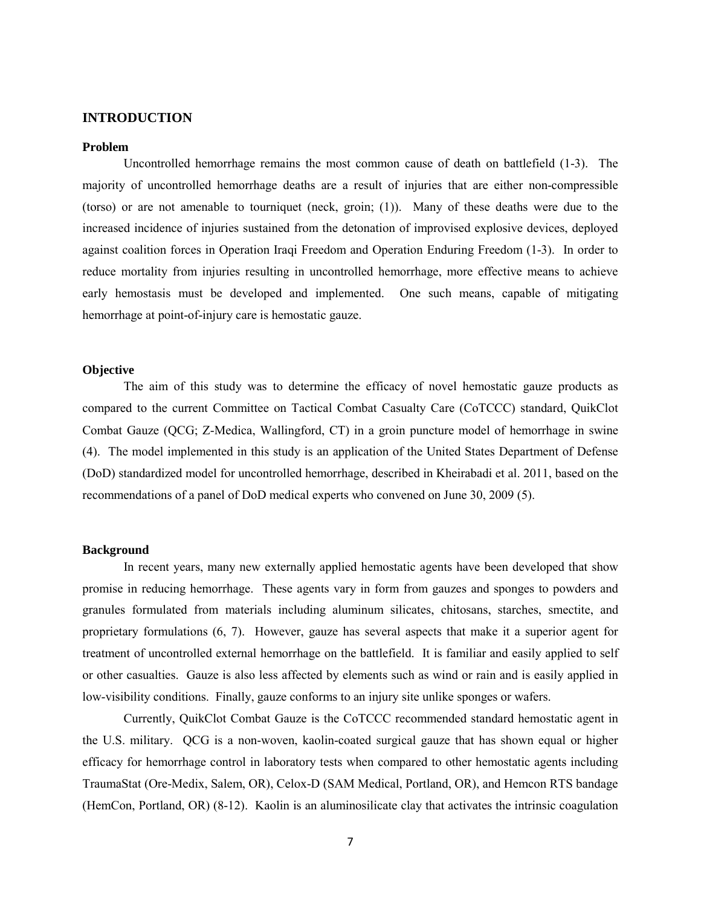# INTRODUCTION

## Problem

Uncontrolled hemorrhage remains the most common cause of death on battlefield (1-3). The majority of uncontrolled hemorrhage deaths are a result of injuries that are either non-compressible (torso) or are not amenable to tourniquet (neck, groin; (1)). Many of these deaths were due to the increased incidence of injuries sustained from the detonation of improvised explosive devices, deployed against coalition forces in Operation Iraqi Freedom and Operation Enduring Freedom (1-3). In order to reduce mortality from injuries resulting in uncontrolled hemorrhage, more effective means to achieve early hemostasis must be developed and implemented. One such means, capable of mitigating hemorrhage at point-of-injury care is hemostatic gauze.

## Objective

The aim of this study was to determine the efficacy of novel hemostatic gauze products as compared to the current Committee on Tactical Combat Casualty Care (CoTCCC) standard, QuikClot Combat Gauze (QCG; Z-Medica, Wallingford, CT) in a groin puncture model of hemorrhage in swine (4). The model implemented in this study is an application of the United States Department of Defense (DoD) standardized model for uncontrolled hemorrhage, described in Kheirabadi et al. 2011, based on the recommendations of a panel of DoD medical experts who convened on June 30, 2009 (5).

## Background

In recent years, many new externally applied hemostatic agents have been developed that show promise in reducing hemorrhage. These agents vary in form from gauzes and sponges to powders and granules formulated from materials including aluminum silicates, chitosans, starches, smectite, and proprietary formulations (6, 7). However, gauze has several aspects that make it a superior agent for treatment of uncontrolled external hemorrhage on the battlefield. It is familiar and easily applied to self or other casualties. Gauze is also less affected by elements such as wind or rain and is easily applied in low-visibility conditions. Finally, gauze conforms to an injury site unlike sponges or wafers.

Currently, QuikClot Combat Gauze is the CoTCCC recommended standard hemostatic agent in the U.S. military. QCG is a non-woven, kaolin-coated surgical gauze that has shown equal or higher efficacy for hemorrhage control in laboratory tests when compared to other hemostatic agents including TraumaStat (Ore-Medix, Salem, OR), Celox-D (SAM Medical, Portland, OR), and Hemcon RTS bandage (HemCon, Portland, OR) (8-12). Kaolin is an aluminosilicate clay that activates the intrinsic coagulation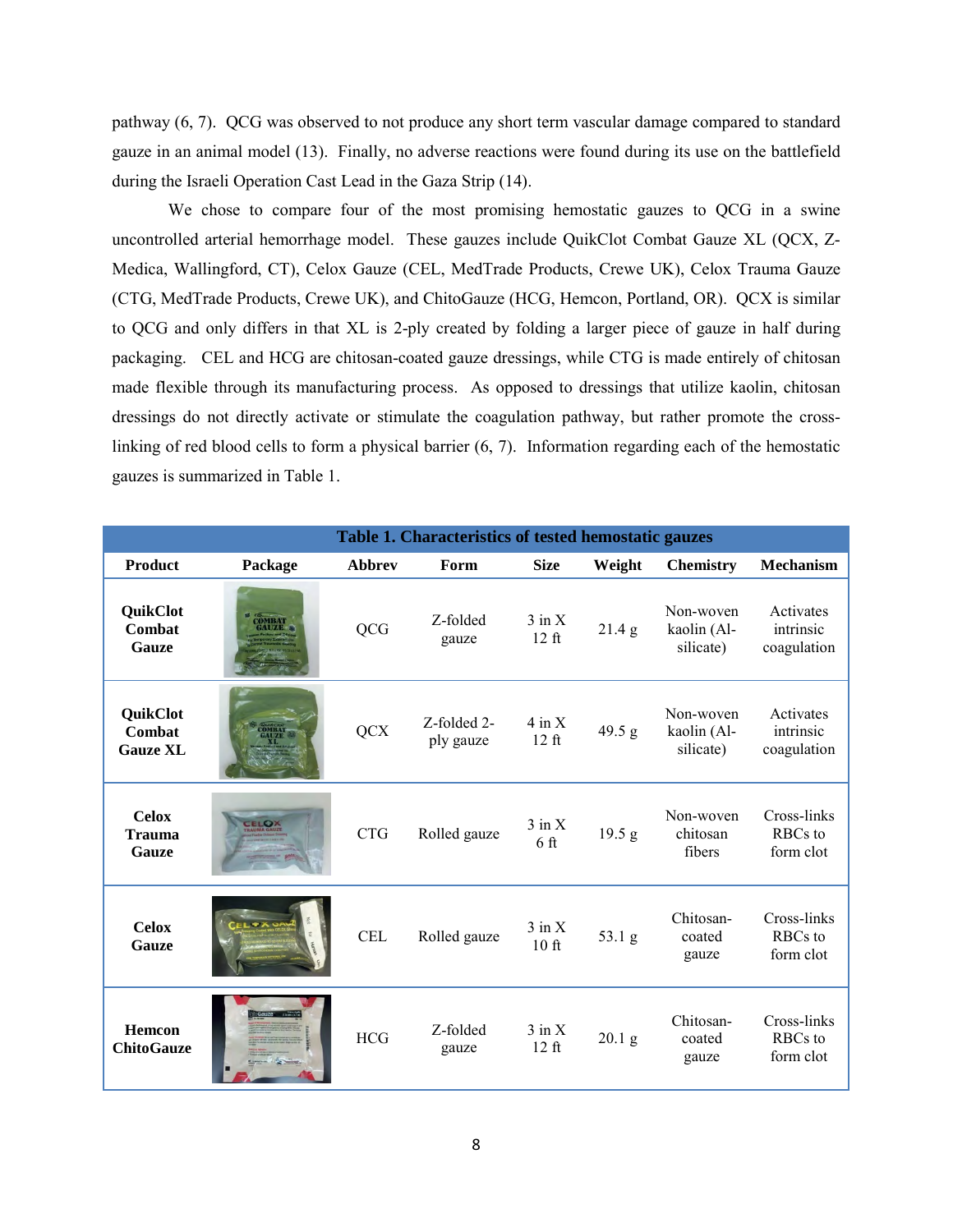pathway (6, 7). QCG was observed to not produce any short term vascular damage compared to standard gauze in an animal model (13). Finally, no adverse reactions were found during its use on the battlefield during the Israeli Operation Cast Lead in the Gaza Strip (14).

We chose to compare four of the most promising hemostatic gauzes to QCG in a swine uncontrolled arterial hemorrhage model. These gauzes include QuikClot Combat Gauze XL (QCX, Z-Medica, Wallingford, CT), Celox Gauze (CEL, MedTrade Products, Crewe UK), Celox Trauma Gauze (CTG, MedTrade Products, Crewe UK), and ChitoGauze (HCG, Hemcon, Portland, OR). QCX is similar to QCG and only differs in that XL is 2-ply created by folding a larger piece of gauze in half during packaging. CEL and HCG are chitosan-coated gauze dressings, while CTG is made entirely of chitosan made flexible through its manufacturing process. As opposed to dressings that utilize kaolin, chitosan dressings do not directly activate or stimulate the coagulation pathway, but rather promote the cross-linking of red blood cells to form a physical barrier (6, 7). Information regarding each of the hemostatic gauzes is summarized in Table 1.

**Table 1. Characteristics of tested hemostatic gauzes**

| Product | Package | Abbrev | Form | Size | Weight | Chemistry | Mechanism |
|---|---|---|---|---|---|---|---|
| **QuikClot Combat Gauze** | | QCG | Z-folded gauze | 3 in X 12 ft | 21.4 g | Non-woven kaolin (Al-silicate) | Activates intrinsic coagulation |
| **QuikClot Combat Gauze XL** | | QCX | Z-folded 2-ply gauze | 4 in X 12 ft | 49.5 g | Non-woven kaolin (Al-silicate) | Activates intrinsic coagulation |
| **Celox Trauma Gauze** | | CTG | Rolled gauze | 3 in X 6 ft | 19.5 g | Non-woven chitosan fibers | Cross-links RBCs to form clot |
| **Celox Gauze** | | CEL | Rolled gauze | 3 in X 10 ft | 53.1 g | Chitosan-coated gauze | Cross-links RBCs to form clot |
| **Hemcon ChitoGauze** | | HCG | Z-folded gauze | 3 in X 12 ft | 20.1 g | Chitosan-coated gauze | Cross-links RBCs to form clot |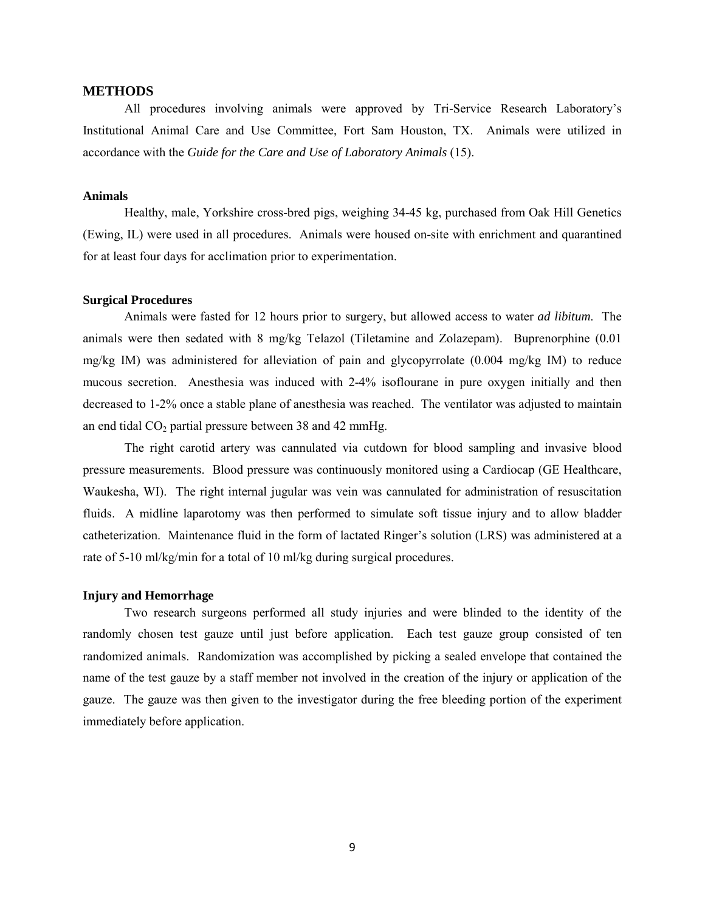## METHODS

All procedures involving animals were approved by Tri-Service Research Laboratory's Institutional Animal Care and Use Committee, Fort Sam Houston, TX. Animals were utilized in accordance with the *Guide for the Care and Use of Laboratory Animals* (15).

### Animals

Healthy, male, Yorkshire cross-bred pigs, weighing 34-45 kg, purchased from Oak Hill Genetics (Ewing, IL) were used in all procedures. Animals were housed on-site with enrichment and quarantined for at least four days for acclimation prior to experimentation.

### Surgical Procedures

Animals were fasted for 12 hours prior to surgery, but allowed access to water *ad libitum*. The animals were then sedated with 8 mg/kg Telazol (Tiletamine and Zolazepam). Buprenorphine (0.01 mg/kg IM) was administered for alleviation of pain and glycopyrrolate (0.004 mg/kg IM) to reduce mucous secretion. Anesthesia was induced with 2-4% isoflourane in pure oxygen initially and then decreased to 1-2% once a stable plane of anesthesia was reached. The ventilator was adjusted to maintain an end tidal $CO_2$ partial pressure between 38 and 42 mmHg.

The right carotid artery was cannulated via cutdown for blood sampling and invasive blood pressure measurements. Blood pressure was continuously monitored using a Cardiocap (GE Healthcare, Waukesha, WI). The right internal jugular was vein was cannulated for administration of resuscitation fluids. A midline laparotomy was then performed to simulate soft tissue injury and to allow bladder catheterization. Maintenance fluid in the form of lactated Ringer's solution (LRS) was administered at a rate of 5-10 ml/kg/min for a total of 10 ml/kg during surgical procedures.

### Injury and Hemorrhage

Two research surgeons performed all study injuries and were blinded to the identity of the randomly chosen test gauze until just before application. Each test gauze group consisted of ten randomized animals. Randomization was accomplished by picking a sealed envelope that contained the name of the test gauze by a staff member not involved in the creation of the injury or application of the gauze. The gauze was then given to the investigator during the free bleeding portion of the experiment immediately before application.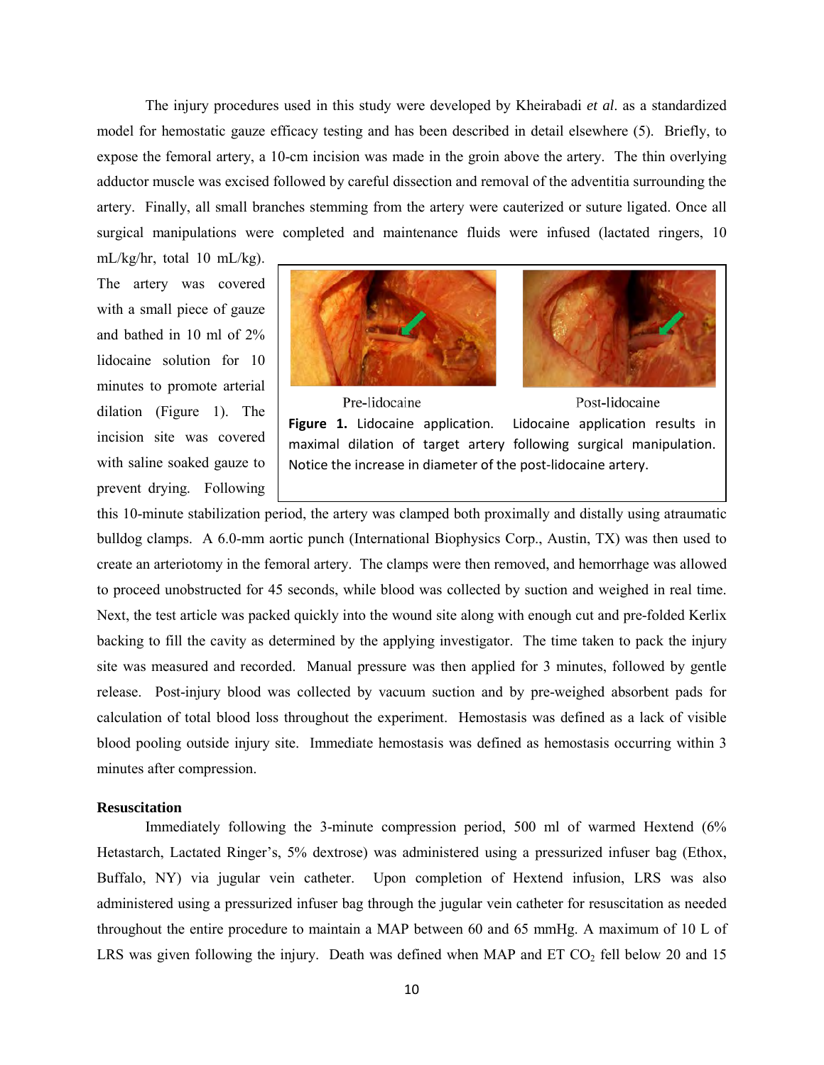The injury procedures used in this study were developed by Kheirabadi *et al*. as a standardized model for hemostatic gauze efficacy testing and has been described in detail elsewhere (5). Briefly, to expose the femoral artery, a 10-cm incision was made in the groin above the artery. The thin overlying adductor muscle was excised followed by careful dissection and removal of the adventitia surrounding the artery. Finally, all small branches stemming from the artery were cauterized or suture ligated. Once all surgical manipulations were completed and maintenance fluids were infused (lactated ringers, 10 mL/kg/hr, total 10 mL/kg). The artery was covered with a small piece of gauze and bathed in 10 ml of 2% lidocaine solution for 10 minutes to promote arterial dilation (Figure 1). The incision site was covered with saline soaked gauze to prevent drying. Following this 10-minute stabilization period, the artery was clamped both proximally and distally using atraumatic bulldog clamps. A 6.0-mm aortic punch (International Biophysics Corp., Austin, TX) was then used to create an arteriotomy in the femoral artery. The clamps were then removed, and hemorrhage was allowed to proceed unobstructed for 45 seconds, while blood was collected by suction and weighed in real time. Next, the test article was packed quickly into the wound site along with enough cut and pre-folded Kerlix backing to fill the cavity as determined by the applying investigator. The time taken to pack the injury site was measured and recorded. Manual pressure was then applied for 3 minutes, followed by gentle release. Post-injury blood was collected by vacuum suction and by pre-weighed absorbent pads for calculation of total blood loss throughout the experiment. Hemostasis was defined as a lack of visible blood pooling outside injury site. Immediate hemostasis was defined as hemostasis occurring within 3 minutes after compression.

Pre-lidocaine Post-lidocaine

**Figure 1.** Lidocaine application. Lidocaine application results in maximal dilation of target artery following surgical manipulation. Notice the increase in diameter of the post-lidocaine artery.

**Resuscitation**

Immediately following the 3-minute compression period, 500 ml of warmed Hextend (6% Hetastarch, Lactated Ringer's, 5% dextrose) was administered using a pressurized infuser bag (Ethox, Buffalo, NY) via jugular vein catheter. Upon completion of Hextend infusion, LRS was also administered using a pressurized infuser bag through the jugular vein catheter for resuscitation as needed throughout the entire procedure to maintain a MAP between 60 and 65 mmHg. A maximum of 10 L of LRS was given following the injury. Death was defined when MAP and ET $CO_2$ fell below 20 and 15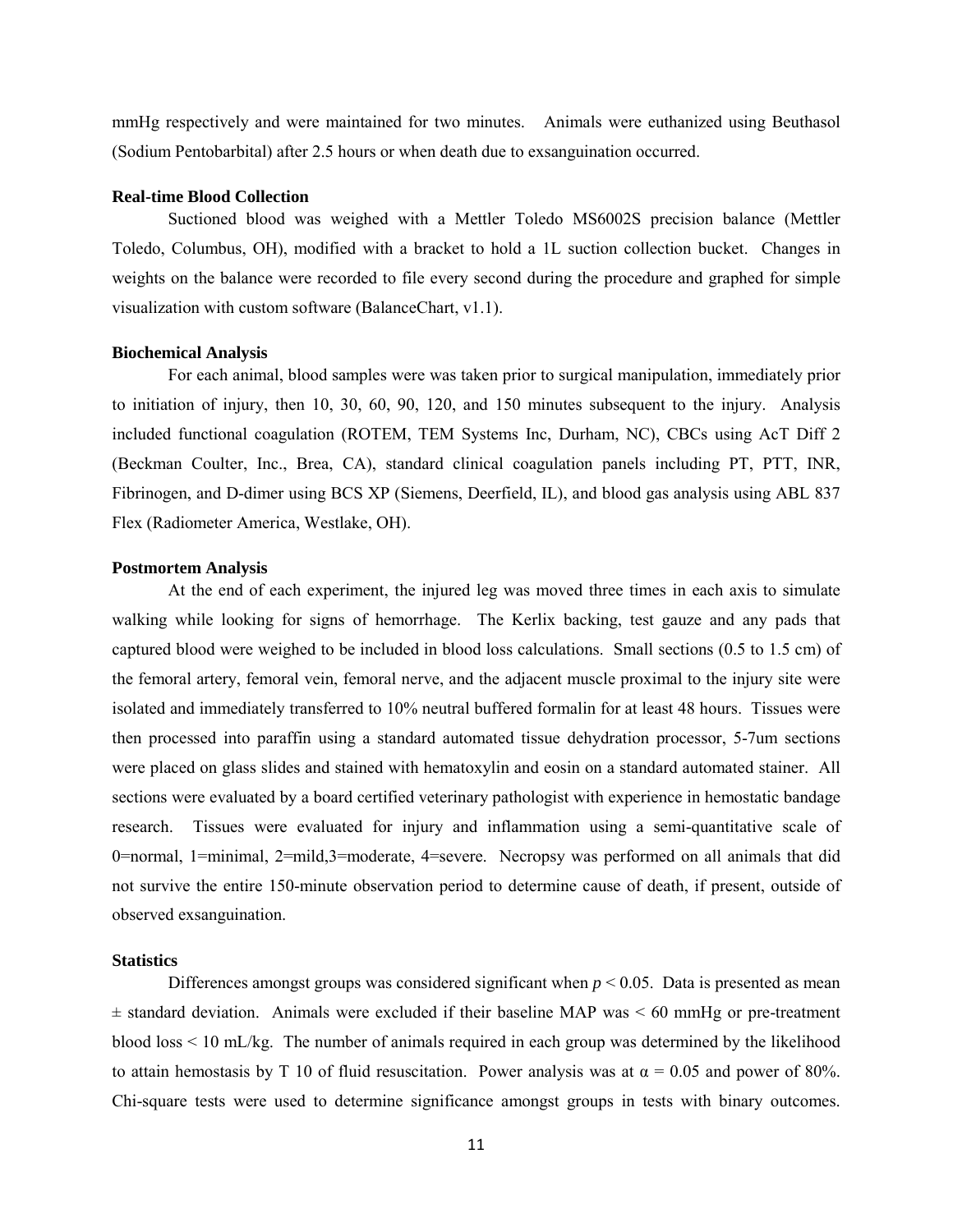mmHg respectively and were maintained for two minutes. Animals were euthanized using Beuthasol (Sodium Pentobarbital) after 2.5 hours or when death due to exsanguination occurred.

### Real-time Blood Collection

Suctioned blood was weighed with a Mettler Toledo MS6002S precision balance (Mettler Toledo, Columbus, OH), modified with a bracket to hold a 1L suction collection bucket. Changes in weights on the balance were recorded to file every second during the procedure and graphed for simple visualization with custom software (BalanceChart, v1.1).

### Biochemical Analysis

For each animal, blood samples were was taken prior to surgical manipulation, immediately prior to initiation of injury, then 10, 30, 60, 90, 120, and 150 minutes subsequent to the injury. Analysis included functional coagulation (ROTEM, TEM Systems Inc, Durham, NC), CBCs using AcT Diff 2 (Beckman Coulter, Inc., Brea, CA), standard clinical coagulation panels including PT, PTT, INR, Fibrinogen, and D-dimer using BCS XP (Siemens, Deerfield, IL), and blood gas analysis using ABL 837 Flex (Radiometer America, Westlake, OH).

### Postmortem Analysis

At the end of each experiment, the injured leg was moved three times in each axis to simulate walking while looking for signs of hemorrhage. The Kerlix backing, test gauze and any pads that captured blood were weighed to be included in blood loss calculations. Small sections (0.5 to 1.5 cm) of the femoral artery, femoral vein, femoral nerve, and the adjacent muscle proximal to the injury site were isolated and immediately transferred to 10% neutral buffered formalin for at least 48 hours. Tissues were then processed into paraffin using a standard automated tissue dehydration processor, 5-7um sections were placed on glass slides and stained with hematoxylin and eosin on a standard automated stainer. All sections were evaluated by a board certified veterinary pathologist with experience in hemostatic bandage research. Tissues were evaluated for injury and inflammation using a semi-quantitative scale of 0=normal, 1=minimal, 2=mild,3=moderate, 4=severe. Necropsy was performed on all animals that did not survive the entire 150-minute observation period to determine cause of death, if present, outside of observed exsanguination.

### Statistics

Differences amongst groups was considered significant when $p < 0.05$. Data is presented as mean ± standard deviation. Animals were excluded if their baseline MAP was < 60 mmHg or pre-treatment blood loss < 10 mL/kg. The number of animals required in each group was determined by the likelihood to attain hemostasis by T 10 of fluid resuscitation. Power analysis was at $\alpha = 0.05$ and power of 80%. Chi-square tests were used to determine significance amongst groups in tests with binary outcomes.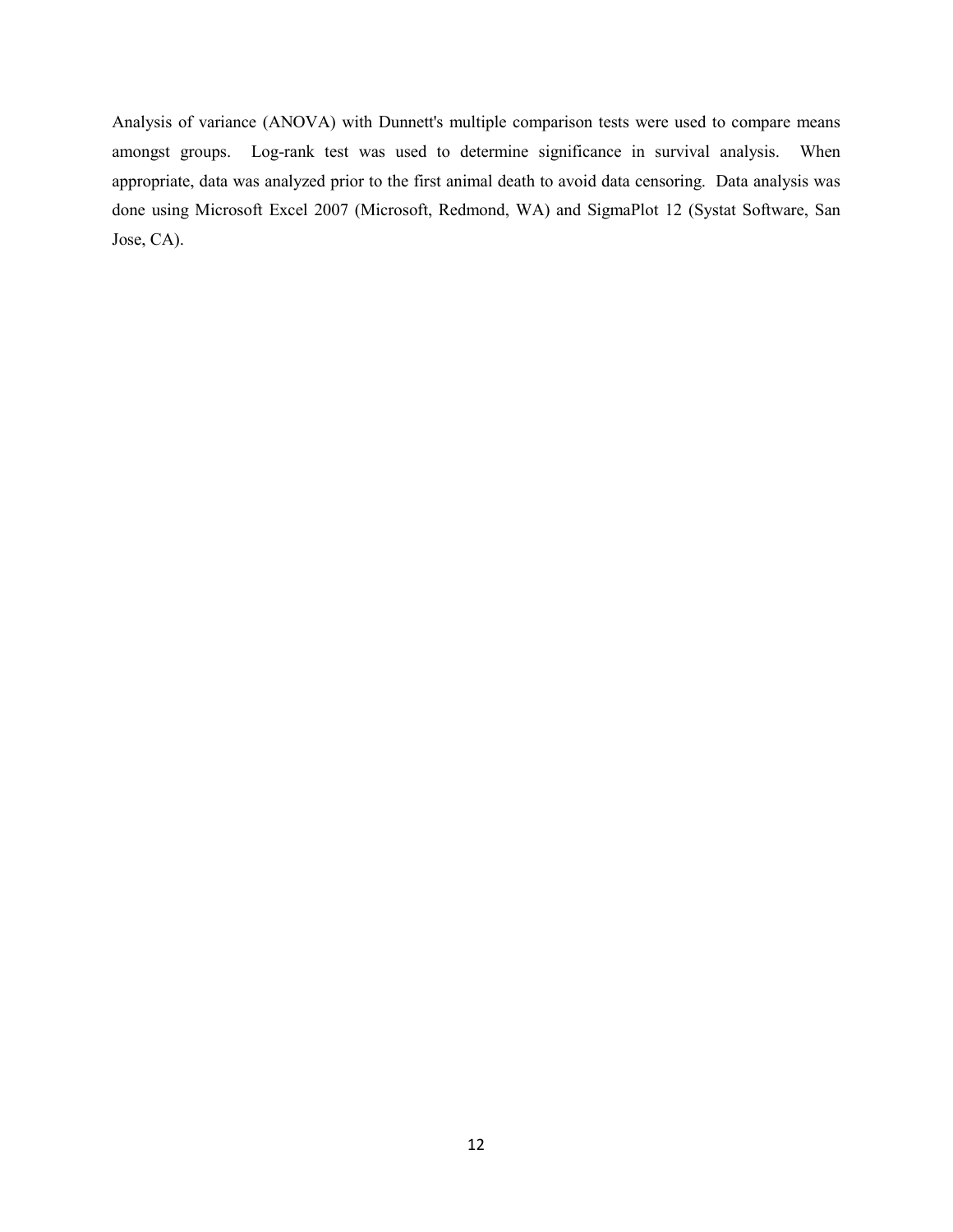Analysis of variance (ANOVA) with Dunnett's multiple comparison tests were used to compare means amongst groups. Log-rank test was used to determine significance in survival analysis. When appropriate, data was analyzed prior to the first animal death to avoid data censoring. Data analysis was done using Microsoft Excel 2007 (Microsoft, Redmond, WA) and SigmaPlot 12 (Systat Software, San Jose, CA).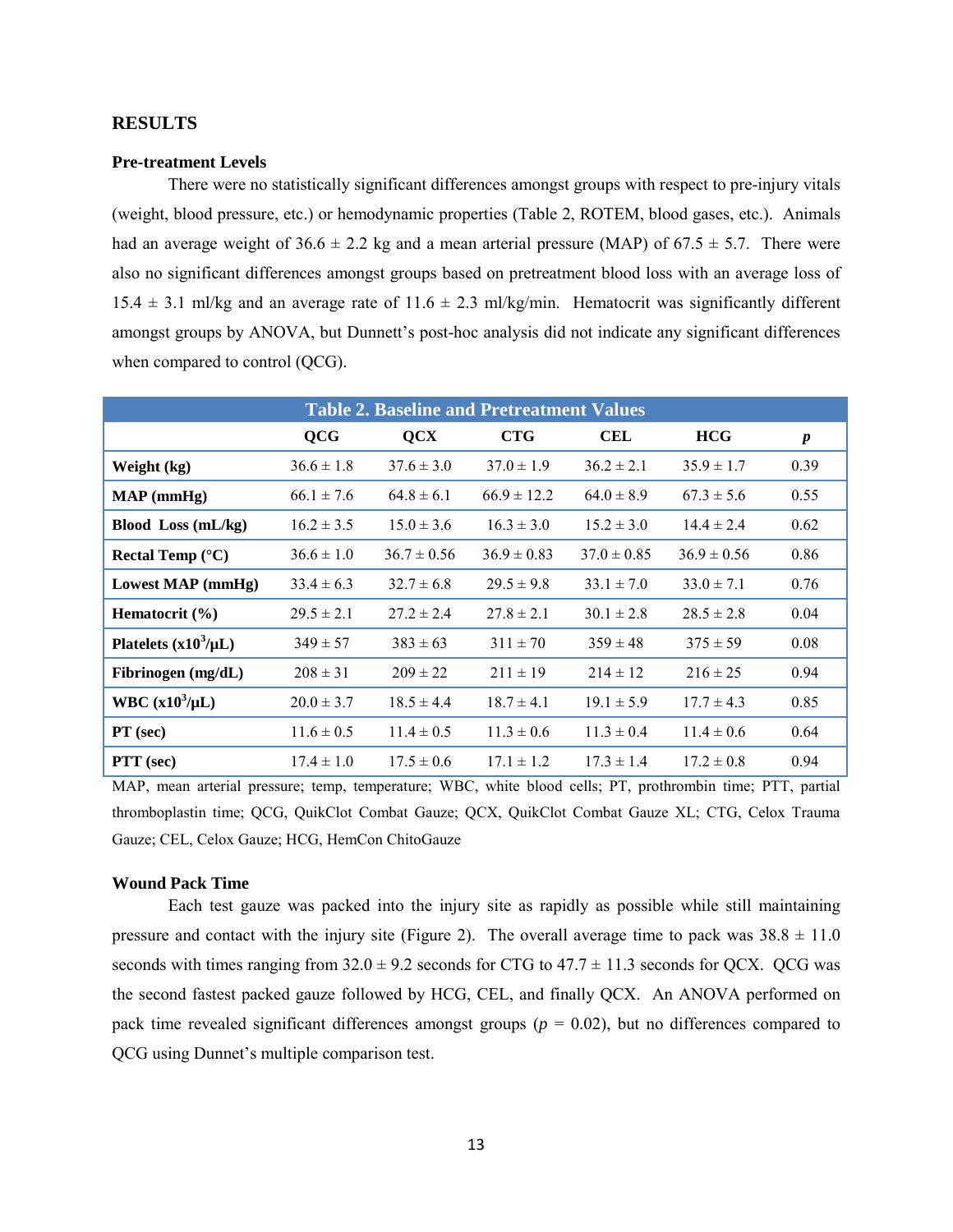## RESULTS

### Pre-treatment Levels

There were no statistically significant differences amongst groups with respect to pre-injury vitals (weight, blood pressure, etc.) or hemodynamic properties (Table 2, ROTEM, blood gases, etc.). Animals had an average weight of 36.6 ± 2.2 kg and a mean arterial pressure (MAP) of 67.5 ± 5.7. There were also no significant differences amongst groups based on pretreatment blood loss with an average loss of 15.4 ± 3.1 ml/kg and an average rate of 11.6 ± 2.3 ml/kg/min. Hematocrit was significantly different amongst groups by ANOVA, but Dunnett's post-hoc analysis did not indicate any significant differences when compared to control (QCG).

**Table 2. Baseline and Pretreatment Values**

| | QCG | QCX | CTG | CEL | HCG | *p* |
|---|---|---|---|---|---|---|
| **Weight (kg)** | 36.6 ± 1.8 | 37.6 ± 3.0 | 37.0 ± 1.9 | 36.2 ± 2.1 | 35.9 ± 1.7 | 0.39 |
| **MAP (mmHg)** | 66.1 ± 7.6 | 64.8 ± 6.1 | 66.9 ± 12.2 | 64.0 ± 8.9 | 67.3 ± 5.6 | 0.55 |
| **Blood Loss (mL/kg)** | 16.2 ± 3.5 | 15.0 ± 3.6 | 16.3 ± 3.0 | 15.2 ± 3.0 | 14.4 ± 2.4 | 0.62 |
| **Rectal Temp (°C)** | 36.6 ± 1.0 | 36.7 ± 0.56 | 36.9 ± 0.83 | 37.0 ± 0.85 | 36.9 ± 0.56 | 0.86 |
| **Lowest MAP (mmHg)** | 33.4 ± 6.3 | 32.7 ± 6.8 | 29.5 ± 9.8 | 33.1 ± 7.0 | 33.0 ± 7.1 | 0.76 |
| **Hematocrit (%)** | 29.5 ± 2.1 | 27.2 ± 2.4 | 27.8 ± 2.1 | 30.1 ± 2.8 | 28.5 ± 2.8 | 0.04 |
| **Platelets ($x10^3$/μL)** | 349 ± 57 | 383 ± 63 | 311 ± 70 | 359 ± 48 | 375 ± 59 | 0.08 |
| **Fibrinogen (mg/dL)** | 208 ± 31 | 209 ± 22 | 211 ± 19 | 214 ± 12 | 216 ± 25 | 0.94 |
| **WBC ($x10^3$/μL)** | 20.0 ± 3.7 | 18.5 ± 4.4 | 18.7 ± 4.1 | 19.1 ± 5.9 | 17.7 ± 4.3 | 0.85 |
| **PT (sec)** | 11.6 ± 0.5 | 11.4 ± 0.5 | 11.3 ± 0.6 | 11.3 ± 0.4 | 11.4 ± 0.6 | 0.64 |
| **PTT (sec)** | 17.4 ± 1.0 | 17.5 ± 0.6 | 17.1 ± 1.2 | 17.3 ± 1.4 | 17.2 ± 0.8 | 0.94 |

MAP, mean arterial pressure; temp, temperature; WBC, white blood cells; PT, prothrombin time; PTT, partial thromboplastin time; QCG, QuikClot Combat Gauze; QCX, QuikClot Combat Gauze XL; CTG, Celox Trauma Gauze; CEL, Celox Gauze; HCG, HemCon ChitoGauze

### Wound Pack Time

Each test gauze was packed into the injury site as rapidly as possible while still maintaining pressure and contact with the injury site (Figure 2). The overall average time to pack was 38.8 ± 11.0 seconds with times ranging from 32.0 ± 9.2 seconds for CTG to 47.7 ± 11.3 seconds for QCX. QCG was the second fastest packed gauze followed by HCG, CEL, and finally QCX. An ANOVA performed on pack time revealed significant differences amongst groups ($p$ = 0.02), but no differences compared to QCG using Dunnet's multiple comparison test.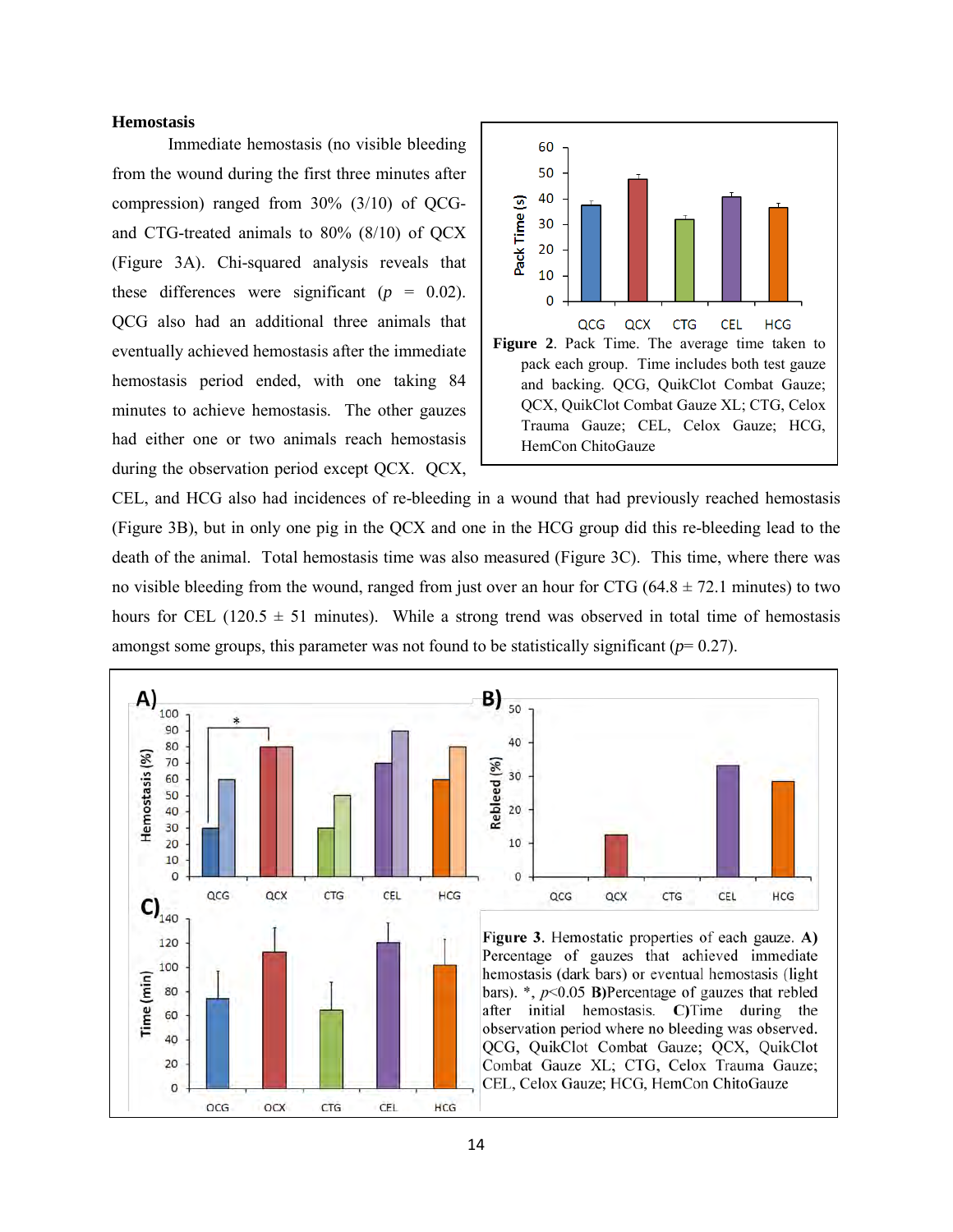### Hemostasis

Immediate hemostasis (no visible bleeding from the wound during the first three minutes after compression) ranged from 30% (3/10) of QCG- and CTG-treated animals to 80% (8/10) of QCX (Figure 3A). Chi-squared analysis reveals that these differences were significant ($p$ = 0.02). QCG also had an additional three animals that eventually achieved hemostasis after the immediate hemostasis period ended, with one taking 84 minutes to achieve hemostasis. The other gauzes had either one or two animals reach hemostasis during the observation period except QCX. QCX, CEL, and HCG also had incidences of re-bleeding in a wound that had previously reached hemostasis (Figure 3B), but in only one pig in the QCX and one in the HCG group did this re-bleeding lead to the death of the animal. Total hemostasis time was also measured (Figure 3C). This time, where there was no visible bleeding from the wound, ranged from just over an hour for CTG (64.8 ± 72.1 minutes) to two hours for CEL (120.5 ± 51 minutes). While a strong trend was observed in total time of hemostasis amongst some groups, this parameter was not found to be statistically significant ($p$= 0.27).

**Figure 2**. Pack Time. The average time taken to pack each group. Time includes both test gauze and backing. QCG, QuikClot Combat Gauze; QCX, QuikClot Combat Gauze XL; CTG, Celox Trauma Gauze; CEL, Celox Gauze; HCG, HemCon ChitoGauze

**Figure 3**. Hemostatic properties of each gauze. **A)** Percentage of gauzes that achieved immediate hemostasis (dark bars) or eventual hemostasis (light bars). *, $p$<0.05 **B)** Percentage of gauzes that rebled after initial hemostasis. **C)** Time during the observation period where no bleeding was observed. QCG, QuikClot Combat Gauze; QCX, QuikClot Combat Gauze XL; CTG, Celox Trauma Gauze; CEL, Celox Gauze; HCG, HemCon ChitoGauze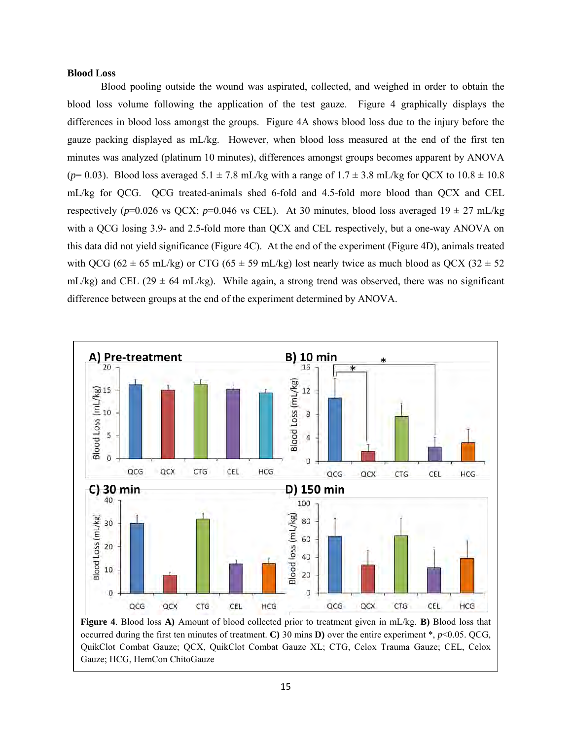**Blood Loss**

Blood pooling outside the wound was aspirated, collected, and weighed in order to obtain the blood loss volume following the application of the test gauze. Figure 4 graphically displays the differences in blood loss amongst the groups. Figure 4A shows blood loss due to the injury before the gauze packing displayed as mL/kg. However, when blood loss measured at the end of the first ten minutes was analyzed (platinum 10 minutes), differences amongst groups becomes apparent by ANOVA ($p$= 0.03). Blood loss averaged 5.1 ± 7.8 mL/kg with a range of 1.7 ± 3.8 mL/kg for QCX to 10.8 ± 10.8 mL/kg for QCG. QCG treated-animals shed 6-fold and 4.5-fold more blood than QCX and CEL respectively ($p$=0.026 vs QCX; $p$=0.046 vs CEL). At 30 minutes, blood loss averaged 19 ± 27 mL/kg with a QCG losing 3.9- and 2.5-fold more than QCX and CEL respectively, but a one-way ANOVA on this data did not yield significance (Figure 4C). At the end of the experiment (Figure 4D), animals treated with QCG (62 ± 65 mL/kg) or CTG (65 ± 59 mL/kg) lost nearly twice as much blood as QCX (32 ± 52 mL/kg) and CEL (29 ± 64 mL/kg). While again, a strong trend was observed, there was no significant difference between groups at the end of the experiment determined by ANOVA.

**Figure 4**. Blood loss **A)** Amount of blood collected prior to treatment given in mL/kg. **B)** Blood loss that occurred during the first ten minutes of treatment. **C)** 30 mins **D)** over the entire experiment *, $p$<0.05. QCG, QuikClot Combat Gauze; QCX, QuikClot Combat Gauze XL; CTG, Celox Trauma Gauze; CEL, Celox Gauze; HCG, HemCon ChitoGauze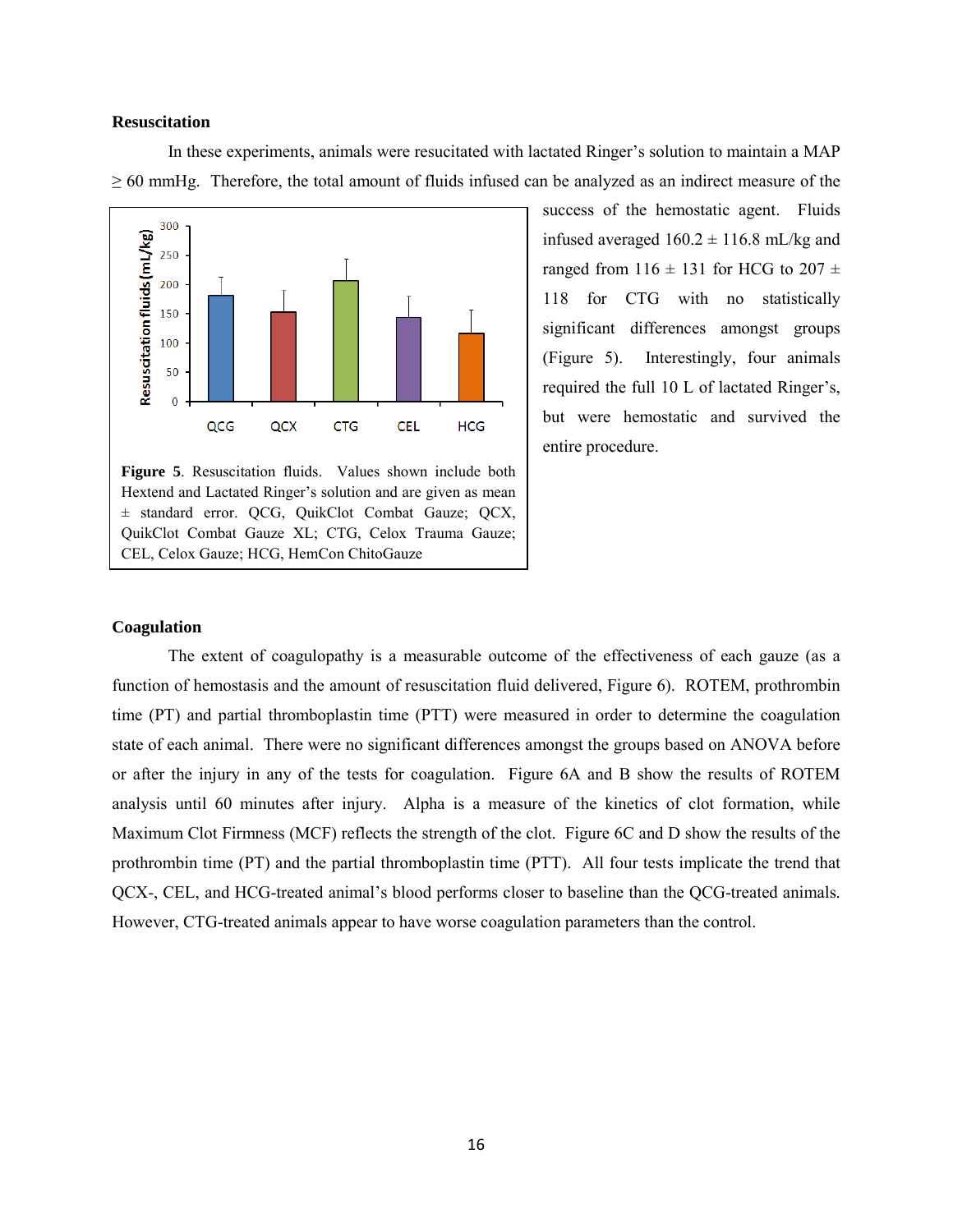## Resuscitation

In these experiments, animals were resuscitated with lactated Ringer's solution to maintain a MAP $\geq$ 60 mmHg. Therefore, the total amount of fluids infused can be analyzed as an indirect measure of the success of the hemostatic agent. Fluids infused averaged 160.2 ± 116.8 mL/kg and ranged from 116 ± 131 for HCG to 207 ± 118 for CTG with no statistically significant differences amongst groups (Figure 5). Interestingly, four animals required the full 10 L of lactated Ringer's, but were hemostatic and survived the entire procedure.

**Figure 5**. Resuscitation fluids. Values shown include both Hextend and Lactated Ringer's solution and are given as mean ± standard error. QCG, QuikClot Combat Gauze; QCX, QuikClot Combat Gauze XL; CTG, Celox Trauma Gauze; CEL, Celox Gauze; HCG, HemCon ChitoGauze

## Coagulation

The extent of coagulopathy is a measurable outcome of the effectiveness of each gauze (as a function of hemostasis and the amount of resuscitation fluid delivered, Figure 6). ROTEM, prothrombin time (PT) and partial thromboplastin time (PTT) were measured in order to determine the coagulation state of each animal. There were no significant differences amongst the groups based on ANOVA before or after the injury in any of the tests for coagulation. Figure 6A and B show the results of ROTEM analysis until 60 minutes after injury. Alpha is a measure of the kinetics of clot formation, while Maximum Clot Firmness (MCF) reflects the strength of the clot. Figure 6C and D show the results of the prothrombin time (PT) and the partial thromboplastin time (PTT). All four tests implicate the trend that QCX-, CEL, and HCG-treated animal's blood performs closer to baseline than the QCG-treated animals. However, CTG-treated animals appear to have worse coagulation parameters than the control.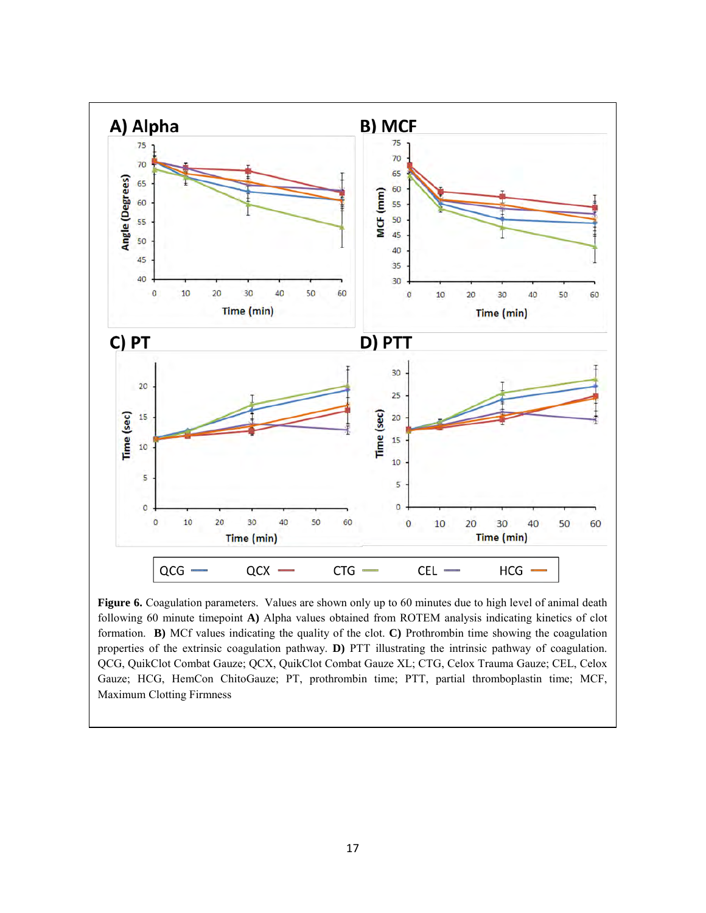**Figure 6.** Coagulation parameters. Values are shown only up to 60 minutes due to high level of animal death following 60 minute timepoint **A)** Alpha values obtained from ROTEM analysis indicating kinetics of clot formation. **B)** MCf values indicating the quality of the clot. **C)** Prothrombin time showing the coagulation properties of the extrinsic coagulation pathway. **D)** PTT illustrating the intrinsic pathway of coagulation. QCG, QuikClot Combat Gauze; QCX, QuikClot Combat Gauze XL; CTG, Celox Trauma Gauze; CEL, Celox Gauze; HCG, HemCon ChitoGauze; PT, prothrombin time; PTT, partial thromboplastin time; MCF, Maximum Clotting Firmness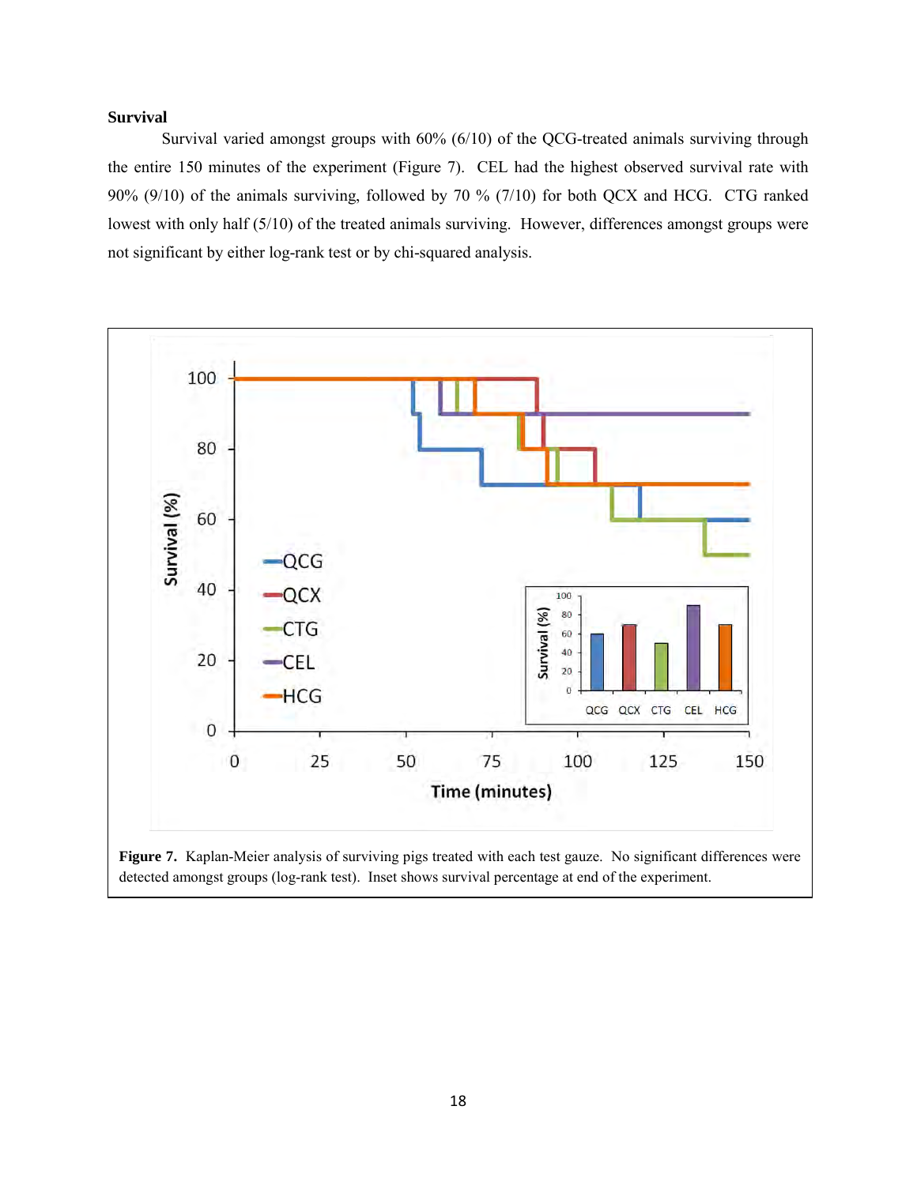**Survival**

Survival varied amongst groups with 60% (6/10) of the QCG-treated animals surviving through the entire 150 minutes of the experiment (Figure 7). CEL had the highest observed survival rate with 90% (9/10) of the animals surviving, followed by 70 % (7/10) for both QCX and HCG. CTG ranked lowest with only half (5/10) of the treated animals surviving. However, differences amongst groups were not significant by either log-rank test or by chi-squared analysis.

**Figure 7.** Kaplan-Meier analysis of surviving pigs treated with each test gauze. No significant differences were detected amongst groups (log-rank test). Inset shows survival percentage at end of the experiment.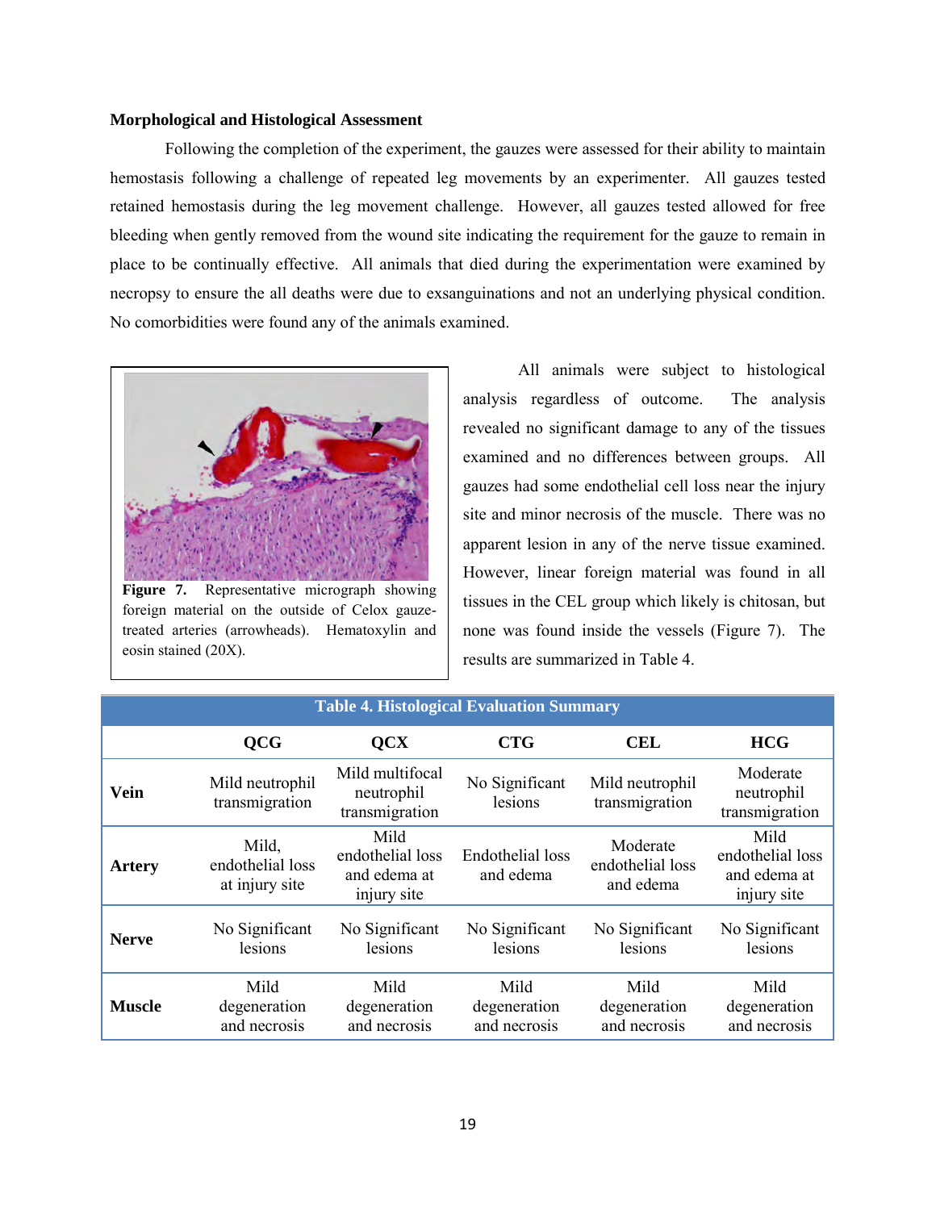**Morphological and Histological Assessment**

Following the completion of the experiment, the gauzes were assessed for their ability to maintain hemostasis following a challenge of repeated leg movements by an experimenter. All gauzes tested retained hemostasis during the leg movement challenge. However, all gauzes tested allowed for free bleeding when gently removed from the wound site indicating the requirement for the gauze to remain in place to be continually effective. All animals that died during the experimentation were examined by necropsy to ensure the all deaths were due to exsanguinations and not an underlying physical condition. No comorbidities were found any of the animals examined.

**Figure 7.** Representative micrograph showing foreign material on the outside of Celox gauze-treated arteries (arrowheads). Hematoxylin and eosin stained (20X).

All animals were subject to histological analysis regardless of outcome. The analysis revealed no significant damage to any of the tissues examined and no differences between groups. All gauzes had some endothelial cell loss near the injury site and minor necrosis of the muscle. There was no apparent lesion in any of the nerve tissue examined. However, linear foreign material was found in all tissues in the CEL group which likely is chitosan, but none was found inside the vessels (Figure 7). The results are summarized in Table 4.

**Table 4. Histological Evaluation Summary**

| | QCG | QCX | CTG | CEL | HCG |
|---|---|---|---|---|---|
| **Vein** | Mild neutrophil transmigration | Mild multifocal neutrophil transmigration | No Significant lesions | Mild neutrophil transmigration | Moderate neutrophil transmigration |
| **Artery** | Mild, endothelial loss at injury site | Mild endothelial loss and edema at injury site | Endothelial loss and edema | Moderate endothelial loss and edema | Mild endothelial loss and edema at injury site |
| **Nerve** | No Significant lesions | No Significant lesions | No Significant lesions | No Significant lesions | No Significant lesions |
| **Muscle** | Mild degeneration and necrosis | Mild degeneration and necrosis | Mild degeneration and necrosis | Mild degeneration and necrosis | Mild degeneration and necrosis |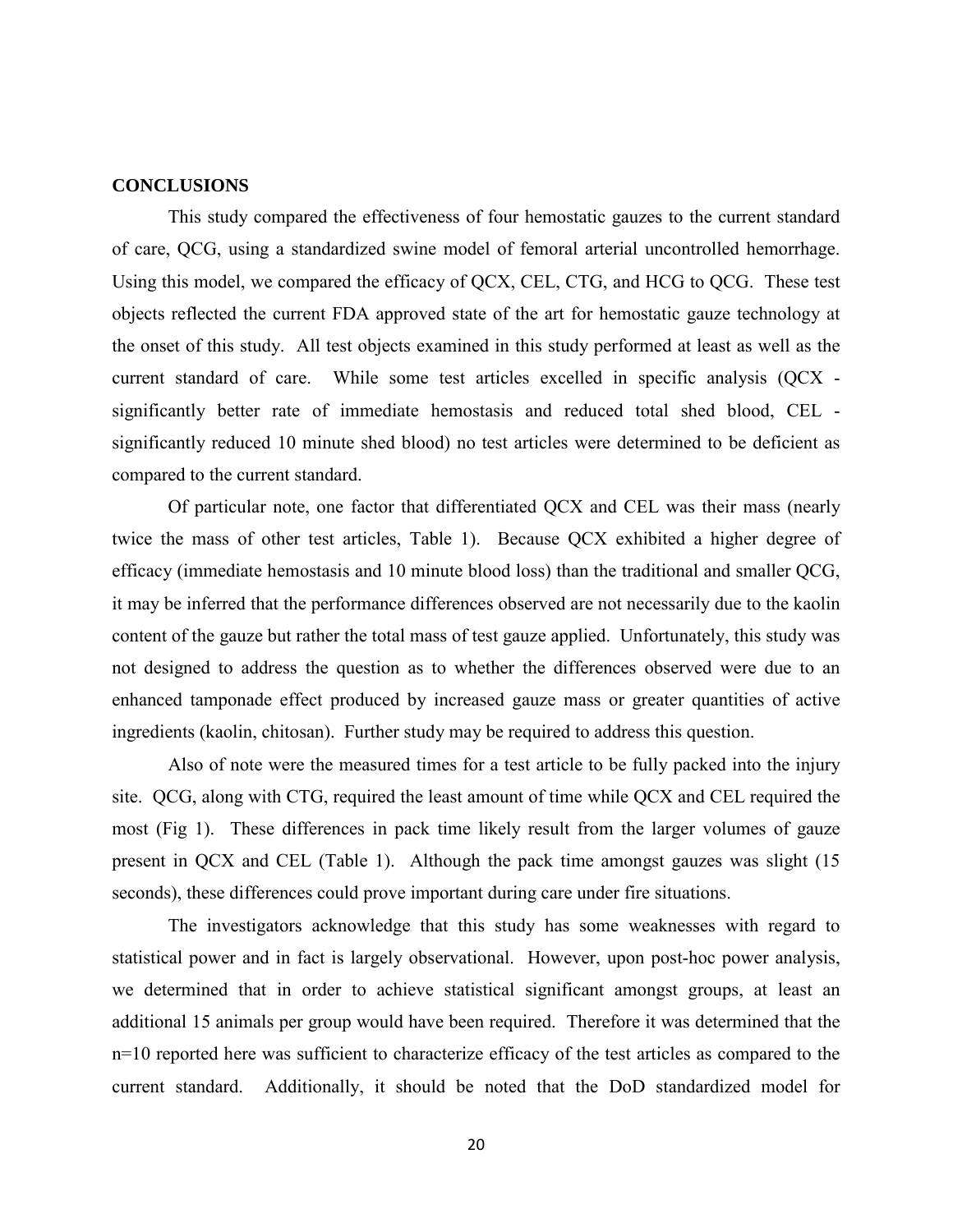## CONCLUSIONS

This study compared the effectiveness of four hemostatic gauzes to the current standard of care, QCG, using a standardized swine model of femoral arterial uncontrolled hemorrhage. Using this model, we compared the efficacy of QCX, CEL, CTG, and HCG to QCG. These test objects reflected the current FDA approved state of the art for hemostatic gauze technology at the onset of this study. All test objects examined in this study performed at least as well as the current standard of care. While some test articles excelled in specific analysis (QCX - significantly better rate of immediate hemostasis and reduced total shed blood, CEL - significantly reduced 10 minute shed blood) no test articles were determined to be deficient as compared to the current standard.

Of particular note, one factor that differentiated QCX and CEL was their mass (nearly twice the mass of other test articles, Table 1). Because QCX exhibited a higher degree of efficacy (immediate hemostasis and 10 minute blood loss) than the traditional and smaller QCG, it may be inferred that the performance differences observed are not necessarily due to the kaolin content of the gauze but rather the total mass of test gauze applied. Unfortunately, this study was not designed to address the question as to whether the differences observed were due to an enhanced tamponade effect produced by increased gauze mass or greater quantities of active ingredients (kaolin, chitosan). Further study may be required to address this question.

Also of note were the measured times for a test article to be fully packed into the injury site. QCG, along with CTG, required the least amount of time while QCX and CEL required the most (Fig 1). These differences in pack time likely result from the larger volumes of gauze present in QCX and CEL (Table 1). Although the pack time amongst gauzes was slight (15 seconds), these differences could prove important during care under fire situations.

The investigators acknowledge that this study has some weaknesses with regard to statistical power and in fact is largely observational. However, upon post-hoc power analysis, we determined that in order to achieve statistical significant amongst groups, at least an additional 15 animals per group would have been required. Therefore it was determined that the n=10 reported here was sufficient to characterize efficacy of the test articles as compared to the current standard. Additionally, it should be noted that the DoD standardized model for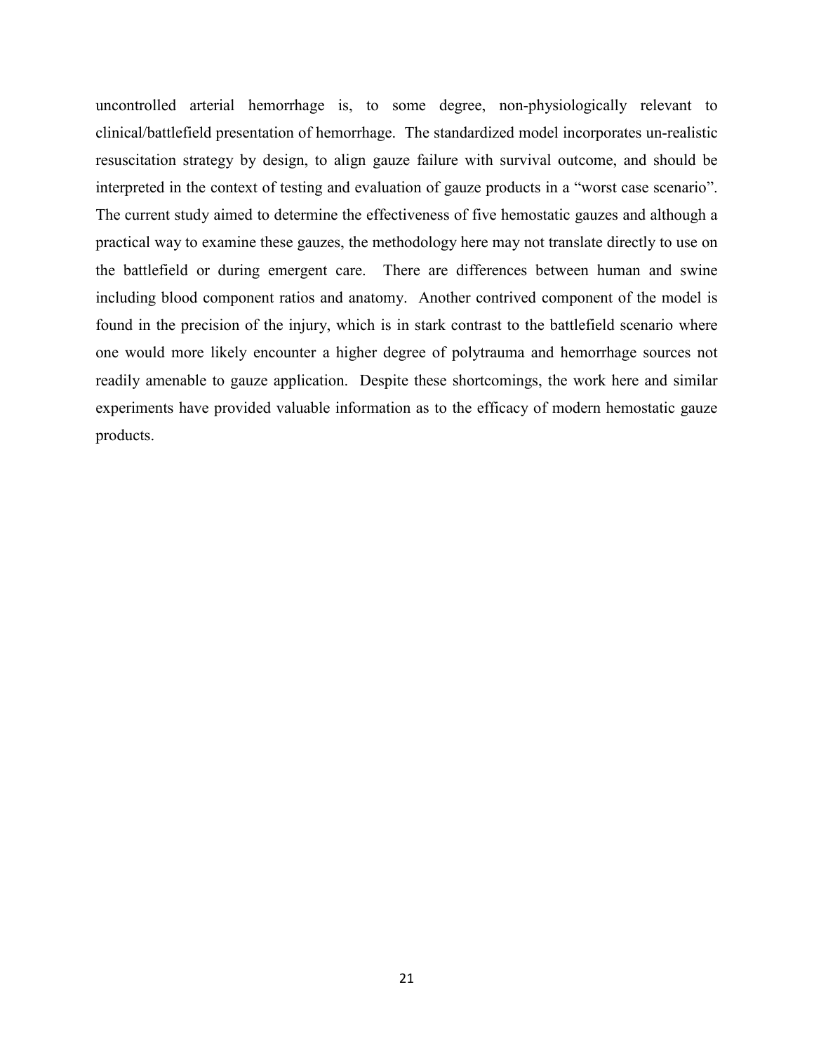uncontrolled arterial hemorrhage is, to some degree, non-physiologically relevant to clinical/battlefield presentation of hemorrhage. The standardized model incorporates un-realistic resuscitation strategy by design, to align gauze failure with survival outcome, and should be interpreted in the context of testing and evaluation of gauze products in a "worst case scenario". The current study aimed to determine the effectiveness of five hemostatic gauzes and although a practical way to examine these gauzes, the methodology here may not translate directly to use on the battlefield or during emergent care. There are differences between human and swine including blood component ratios and anatomy. Another contrived component of the model is found in the precision of the injury, which is in stark contrast to the battlefield scenario where one would more likely encounter a higher degree of polytrauma and hemorrhage sources not readily amenable to gauze application. Despite these shortcomings, the work here and similar experiments have provided valuable information as to the efficacy of modern hemostatic gauze products.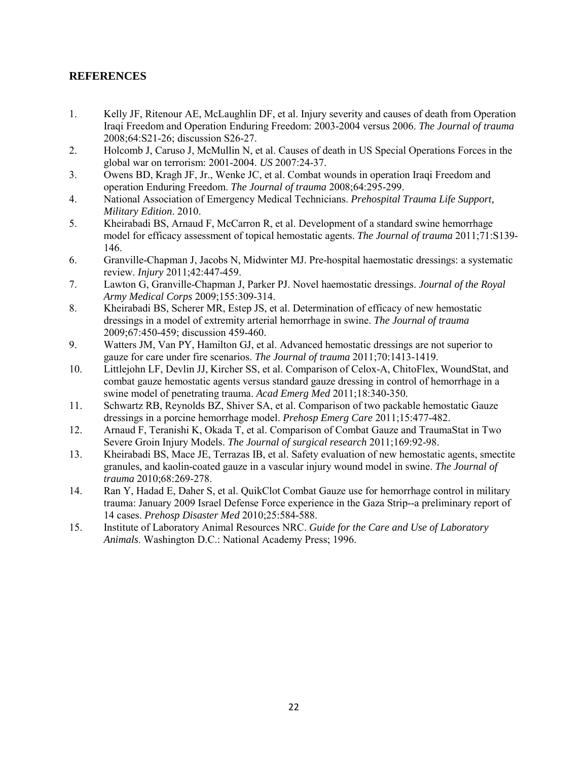## REFERENCES

1. Kelly JF, Ritenour AE, McLaughlin DF, et al. Injury severity and causes of death from Operation Iraqi Freedom and Operation Enduring Freedom: 2003-2004 versus 2006. *The Journal of trauma* 2008;64:S21-26; discussion S26-27.
2. Holcomb J, Caruso J, McMullin N, et al. Causes of death in US Special Operations Forces in the global war on terrorism: 2001-2004. *US* 2007:24-37.
3. Owens BD, Kragh JF, Jr., Wenke JC, et al. Combat wounds in operation Iraqi Freedom and operation Enduring Freedom. *The Journal of trauma* 2008;64:295-299.
4. National Association of Emergency Medical Technicians. *Prehospital Trauma Life Support, Military Edition*. 2010.
5. Kheirabadi BS, Arnaud F, McCarron R, et al. Development of a standard swine hemorrhage model for efficacy assessment of topical hemostatic agents. *The Journal of trauma* 2011;71:S139-146.
6. Granville-Chapman J, Jacobs N, Midwinter MJ. Pre-hospital haemostatic dressings: a systematic review. *Injury* 2011;42:447-459.
7. Lawton G, Granville-Chapman J, Parker PJ. Novel haemostatic dressings. *Journal of the Royal Army Medical Corps* 2009;155:309-314.
8. Kheirabadi BS, Scherer MR, Estep JS, et al. Determination of efficacy of new hemostatic dressings in a model of extremity arterial hemorrhage in swine. *The Journal of trauma* 2009;67:450-459; discussion 459-460.
9. Watters JM, Van PY, Hamilton GJ, et al. Advanced hemostatic dressings are not superior to gauze for care under fire scenarios. *The Journal of trauma* 2011;70:1413-1419.
10. Littlejohn LF, Devlin JJ, Kircher SS, et al. Comparison of Celox-A, ChitoFlex, WoundStat, and combat gauze hemostatic agents versus standard gauze dressing in control of hemorrhage in a swine model of penetrating trauma. *Acad Emerg Med* 2011;18:340-350.
11. Schwartz RB, Reynolds BZ, Shiver SA, et al. Comparison of two packable hemostatic Gauze dressings in a porcine hemorrhage model. *Prehosp Emerg Care* 2011;15:477-482.
12. Arnaud F, Teranishi K, Okada T, et al. Comparison of Combat Gauze and TraumaStat in Two Severe Groin Injury Models. *The Journal of surgical research* 2011;169:92-98.
13. Kheirabadi BS, Mace JE, Terrazas IB, et al. Safety evaluation of new hemostatic agents, smectite granules, and kaolin-coated gauze in a vascular injury wound model in swine. *The Journal of trauma* 2010;68:269-278.
14. Ran Y, Hadad E, Daher S, et al. QuikClot Combat Gauze use for hemorrhage control in military trauma: January 2009 Israel Defense Force experience in the Gaza Strip--a preliminary report of 14 cases. *Prehosp Disaster Med* 2010;25:584-588.
15. Institute of Laboratory Animal Resources NRC. *Guide for the Care and Use of Laboratory Animals*. Washington D.C.: National Academy Press; 1996.